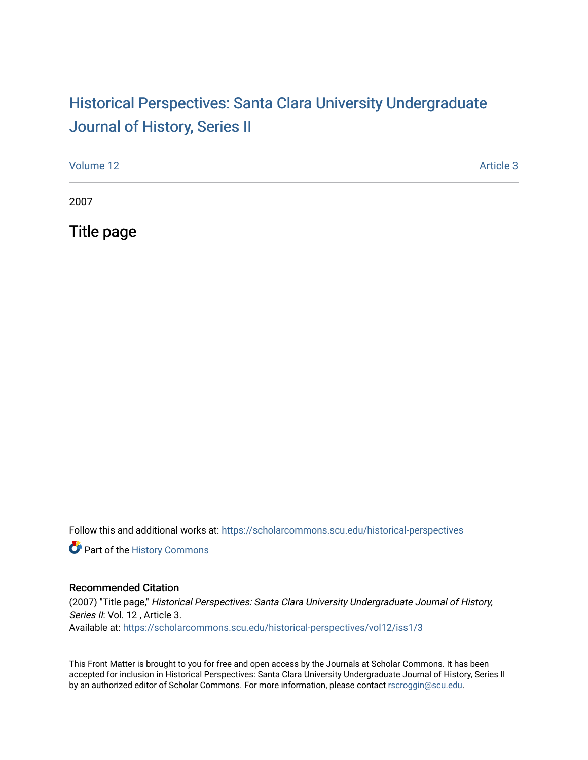# Historical Perspectives: Santa Clara University Undergraduate Journal of History, Series II

Volume 12 Article 3

2007

## Title page

Follow this and additional works at: https://scholarcommons.scu.edu/historical-perspectives

Part of the History Commons

### Recommended Citation

(2007) "Title page," *Historical Perspectives: Santa Clara University Undergraduate Journal of History, Series II*: Vol. 12 , Article 3.
Available at: https://scholarcommons.scu.edu/historical-perspectives/vol12/iss1/3

This Front Matter is brought to you for free and open access by the Journals at Scholar Commons. It has been accepted for inclusion in Historical Perspectives: Santa Clara University Undergraduate Journal of History, Series II by an authorized editor of Scholar Commons. For more information, please contact rscroggin@scu.edu.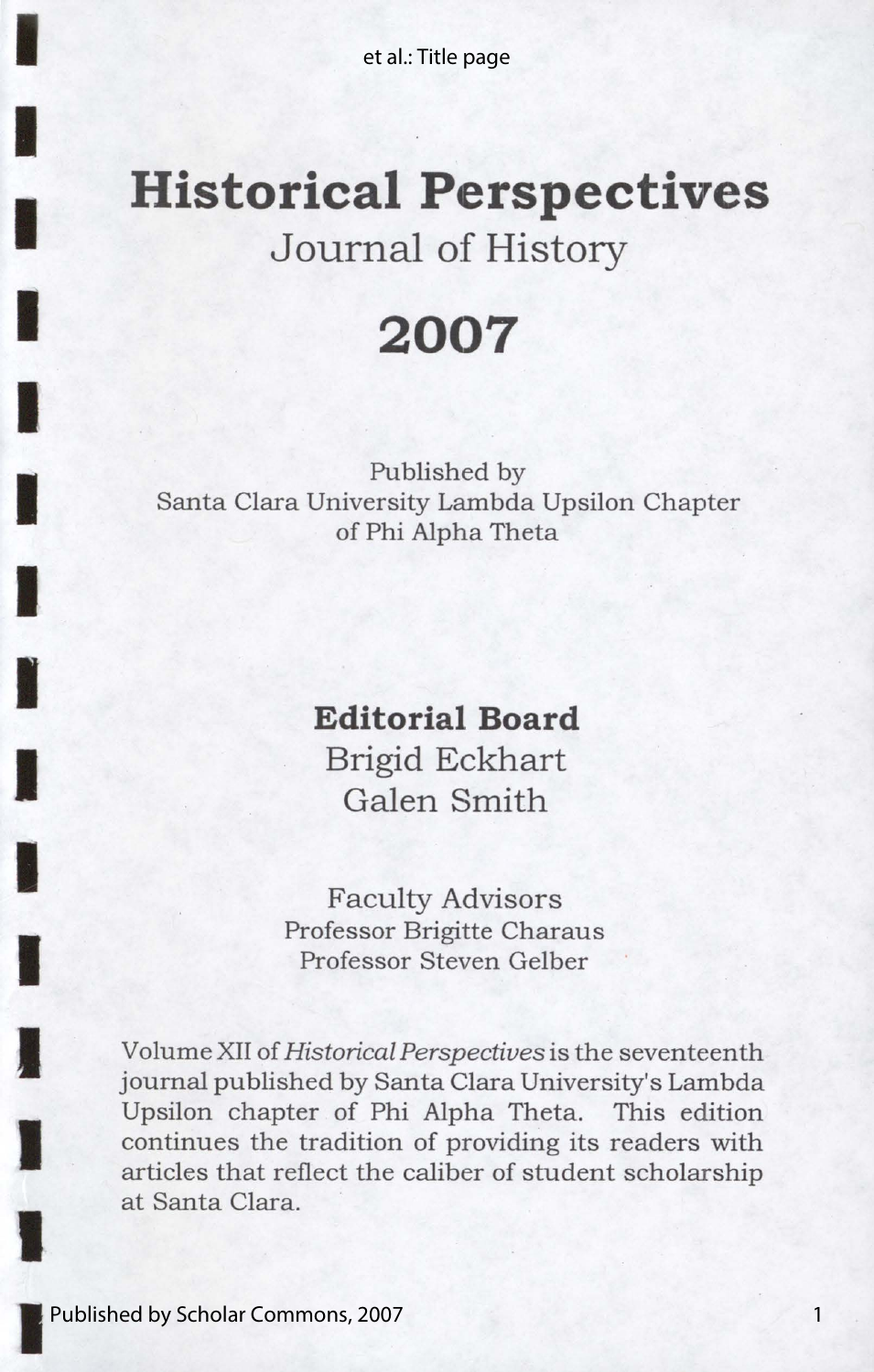# Historical Perspectives

## Journal of History

# 2007

Published by
Santa Clara University Lambda Upsilon Chapter
of Phi Alpha Theta

**Editorial Board**
Brigid Eckhart
Galen Smith

Faculty Advisors
Professor Brigitte Charaus
Professor Steven Gelber

Volume XII of *Historical Perspectives* is the seventeenth journal published by Santa Clara University's Lambda Upsilon chapter of Phi Alpha Theta. This edition continues the tradition of providing its readers with articles that reflect the caliber of student scholarship at Santa Clara.